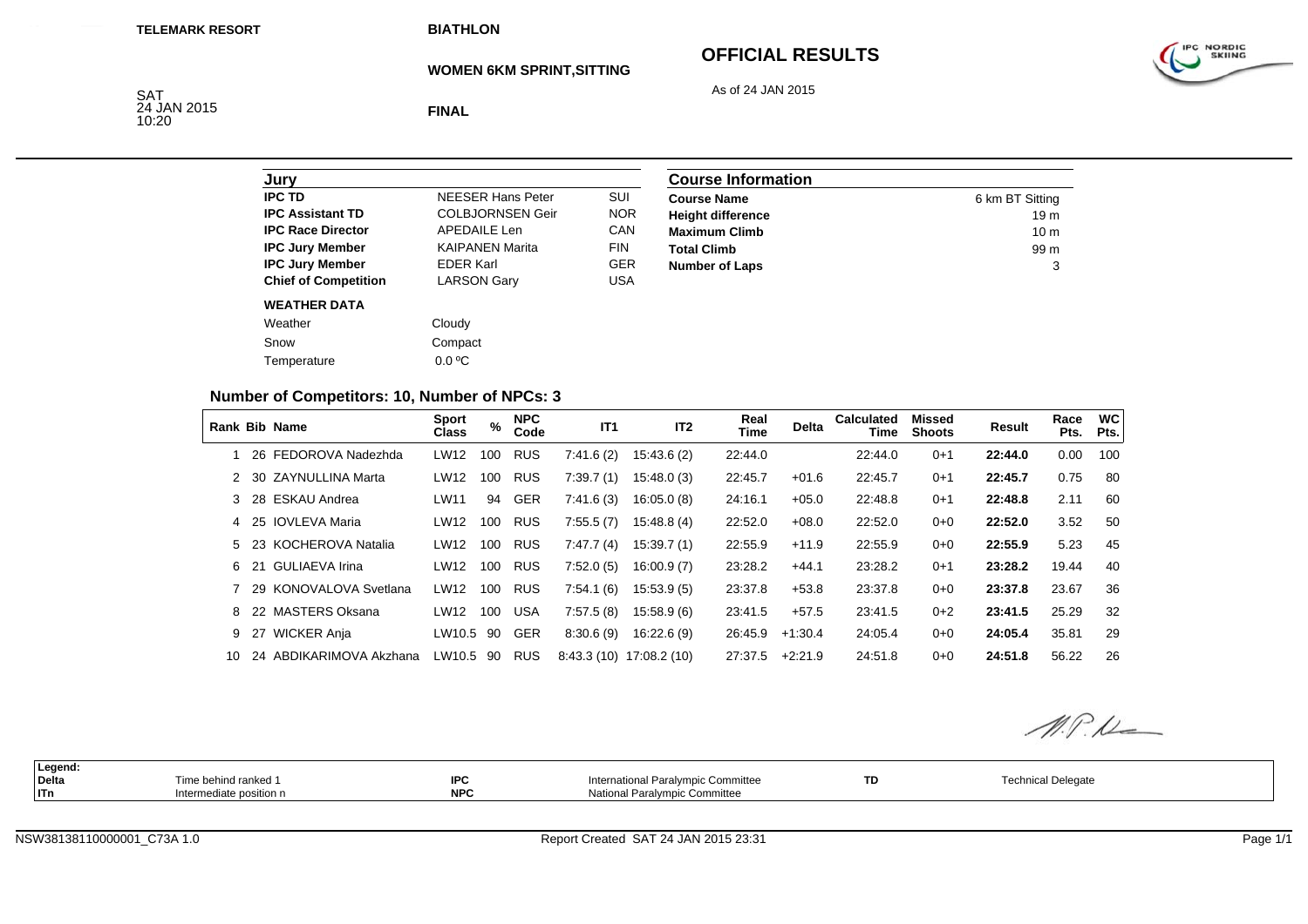TELEMARK RESORT

BIATHLON

# OFFICIAL RESULTS

## WOMEN 6KM SPRINT,SITTING

As of 24 JAN 2015

SAT
24 JAN 2015
10:20

FINAL

| Jury | | |
|---|---|---|
| **IPC TD** | NEESER Hans Peter | SUI |
| **IPC Assistant TD** | COLBJORNSEN Geir | NOR |
| **IPC Race Director** | APEDAILE Len | CAN |
| **IPC Jury Member** | KAIPANEN Marita | FIN |
| **IPC Jury Member** | EDER Karl | GER |
| **Chief of Competition** | LARSON Gary | USA |

**WEATHER DATA**

| | |
|---|---|
| Weather | Cloudy |
| Snow | Compact |
| Temperature | 0.0 ºC |

| Course Information | |
|---|---|
| **Course Name** | 6 km BT Sitting |
| **Height difference** | 19 m |
| **Maximum Climb** | 10 m |
| **Total Climb** | 99 m |
| **Number of Laps** | 3 |

### Number of Competitors: 10, Number of NPCs: 3

| Rank | Bib | Name | Sport Class | % | NPC Code | IT1 | IT2 | Real Time | Delta | Calculated Time | Missed Shoots | Result | Race Pts. | WC Pts. |
|---|---|---|---|---|---|---|---|---|---|---|---|---|---|---|
| 1 | 26 | FEDOROVA Nadezhda | LW12 | 100 | RUS | 7:41.6 (2) | 15:43.6 (2) | 22:44.0 | | 22:44.0 | 0+1 | **22:44.0** | 0.00 | 100 |
| 2 | 30 | ZAYNULLINA Marta | LW12 | 100 | RUS | 7:39.7 (1) | 15:48.0 (3) | 22:45.7 | +01.6 | 22:45.7 | 0+1 | **22:45.7** | 0.75 | 80 |
| 3 | 28 | ESKAU Andrea | LW11 | 94 | GER | 7:41.6 (3) | 16:05.0 (8) | 24:16.1 | +05.0 | 22:48.8 | 0+1 | **22:48.8** | 2.11 | 60 |
| 4 | 25 | IOVLEVA Maria | LW12 | 100 | RUS | 7:55.5 (7) | 15:48.8 (4) | 22:52.0 | +08.0 | 22:52.0 | 0+0 | **22:52.0** | 3.52 | 50 |
| 5 | 23 | KOCHEROVA Natalia | LW12 | 100 | RUS | 7:47.7 (4) | 15:39.7 (1) | 22:55.9 | +11.9 | 22:55.9 | 0+0 | **22:55.9** | 5.23 | 45 |
| 6 | 21 | GULIAEVA Irina | LW12 | 100 | RUS | 7:52.0 (5) | 16:00.9 (7) | 23:28.2 | +44.1 | 23:28.2 | 0+1 | **23:28.2** | 19.44 | 40 |
| 7 | 29 | KONOVALOVA Svetlana | LW12 | 100 | RUS | 7:54.1 (6) | 15:53.9 (5) | 23:37.8 | +53.8 | 23:37.8 | 0+0 | **23:37.8** | 23.67 | 36 |
| 8 | 22 | MASTERS Oksana | LW12 | 100 | USA | 7:57.5 (8) | 15:58.9 (6) | 23:41.5 | +57.5 | 23:41.5 | 0+2 | **23:41.5** | 25.29 | 32 |
| 9 | 27 | WICKER Anja | LW10.5 | 90 | GER | 8:30.6 (9) | 16:22.6 (9) | 26:45.9 | +1:30.4 | 24:05.4 | 0+0 | **24:05.4** | 35.81 | 29 |
| 10 | 24 | ABDIKARIMOVA Akzhana | LW10.5 | 90 | RUS | 8:43.3 (10) | 17:08.2 (10) | 27:37.5 | +2:21.9 | 24:51.8 | 0+0 | **24:51.8** | 56.22 | 26 |

| Legend: | | | | | |
|---|---|---|---|---|---|
| **Delta** | Time behind ranked 1 | **IPC** | International Paralympic Committee | **TD** | Technical Delegate |
| **ITn** | Intermediate position n | **NPC** | National Paralympic Committee | | |

NSW38138110000001_C73A 1.0 — Report Created SAT 24 JAN 2015 23:31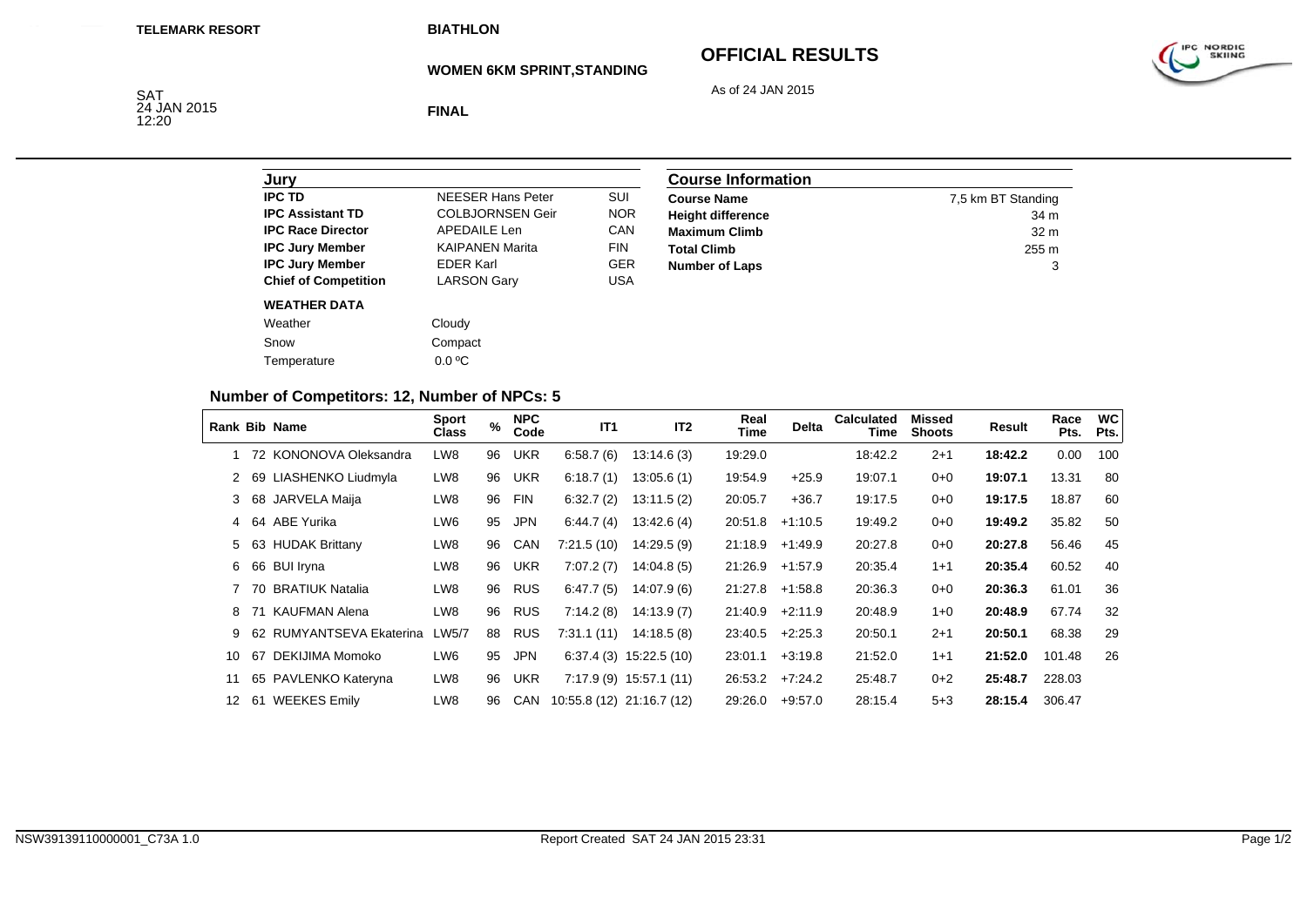TELEMARK RESORT

BIATHLON

WOMEN 6KM SPRINT,STANDING

# OFFICIAL RESULTS

As of 24 JAN 2015

SAT
24 JAN 2015
12:20

FINAL

| Jury | | |
|---|---|---|
| **IPC TD** | NEESER Hans Peter | SUI |
| **IPC Assistant TD** | COLBJORNSEN Geir | NOR |
| **IPC Race Director** | APEDAILE Len | CAN |
| **IPC Jury Member** | KAIPANEN Marita | FIN |
| **IPC Jury Member** | EDER Karl | GER |
| **Chief of Competition** | LARSON Gary | USA |

**WEATHER DATA**

| | |
|---|---|
| Weather | Cloudy |
| Snow | Compact |
| Temperature | 0.0 ºC |

| Course Information | |
|---|---|
| **Course Name** | 7,5 km BT Standing |
| **Height difference** | 34 m |
| **Maximum Climb** | 32 m |
| **Total Climb** | 255 m |
| **Number of Laps** | 3 |

## Number of Competitors: 12, Number of NPCs: 5

| Rank | Bib | Name | Sport Class | % | NPC Code | IT1 | IT2 | Real Time | Delta | Calculated Time | Missed Shoots | Result | Race Pts. | WC Pts. |
|---|---|---|---|---|---|---|---|---|---|---|---|---|---|---|
| 1 | 72 | KONONOVA Oleksandra | LW8 | 96 | UKR | 6:58.7 (6) | 13:14.6 (3) | 19:29.0 | | 18:42.2 | 2+1 | **18:42.2** | 0.00 | 100 |
| 2 | 69 | LIASHENKO Liudmyla | LW8 | 96 | UKR | 6:18.7 (1) | 13:05.6 (1) | 19:54.9 | +25.9 | 19:07.1 | 0+0 | **19:07.1** | 13.31 | 80 |
| 3 | 68 | JARVELA Maija | LW8 | 96 | FIN | 6:32.7 (2) | 13:11.5 (2) | 20:05.7 | +36.7 | 19:17.5 | 0+0 | **19:17.5** | 18.87 | 60 |
| 4 | 64 | ABE Yurika | LW6 | 95 | JPN | 6:44.7 (4) | 13:42.6 (4) | 20:51.8 | +1:10.5 | 19:49.2 | 0+0 | **19:49.2** | 35.82 | 50 |
| 5 | 63 | HUDAK Brittany | LW8 | 96 | CAN | 7:21.5 (10) | 14:29.5 (9) | 21:18.9 | +1:49.9 | 20:27.8 | 0+0 | **20:27.8** | 56.46 | 45 |
| 6 | 66 | BUI Iryna | LW8 | 96 | UKR | 7:07.2 (7) | 14:04.8 (5) | 21:26.9 | +1:57.9 | 20:35.4 | 1+1 | **20:35.4** | 60.52 | 40 |
| 7 | 70 | BRATIUK Natalia | LW8 | 96 | RUS | 6:47.7 (5) | 14:07.9 (6) | 21:27.8 | +1:58.8 | 20:36.3 | 0+0 | **20:36.3** | 61.01 | 36 |
| 8 | 71 | KAUFMAN Alena | LW8 | 96 | RUS | 7:14.2 (8) | 14:13.9 (7) | 21:40.9 | +2:11.9 | 20:48.9 | 1+0 | **20:48.9** | 67.74 | 32 |
| 9 | 62 | RUMYANTSEVA Ekaterina | LW5/7 | 88 | RUS | 7:31.1 (11) | 14:18.5 (8) | 23:40.5 | +2:25.3 | 20:50.1 | 2+1 | **20:50.1** | 68.38 | 29 |
| 10 | 67 | DEKIJIMA Momoko | LW6 | 95 | JPN | 6:37.4 (3) | 15:22.5 (10) | 23:01.1 | +3:19.8 | 21:52.0 | 1+1 | **21:52.0** | 101.48 | 26 |
| 11 | 65 | PAVLENKO Kateryna | LW8 | 96 | UKR | 7:17.9 (9) | 15:57.1 (11) | 26:53.2 | +7:24.2 | 25:48.7 | 0+2 | **25:48.7** | 228.03 | |
| 12 | 61 | WEEKES Emily | LW8 | 96 | CAN | 10:55.8 (12) | 21:16.7 (12) | 29:26.0 | +9:57.0 | 28:15.4 | 5+3 | **28:15.4** | 306.47 | |

NSW39139110000001_C73A 1.0 Report Created SAT 24 JAN 2015 23:31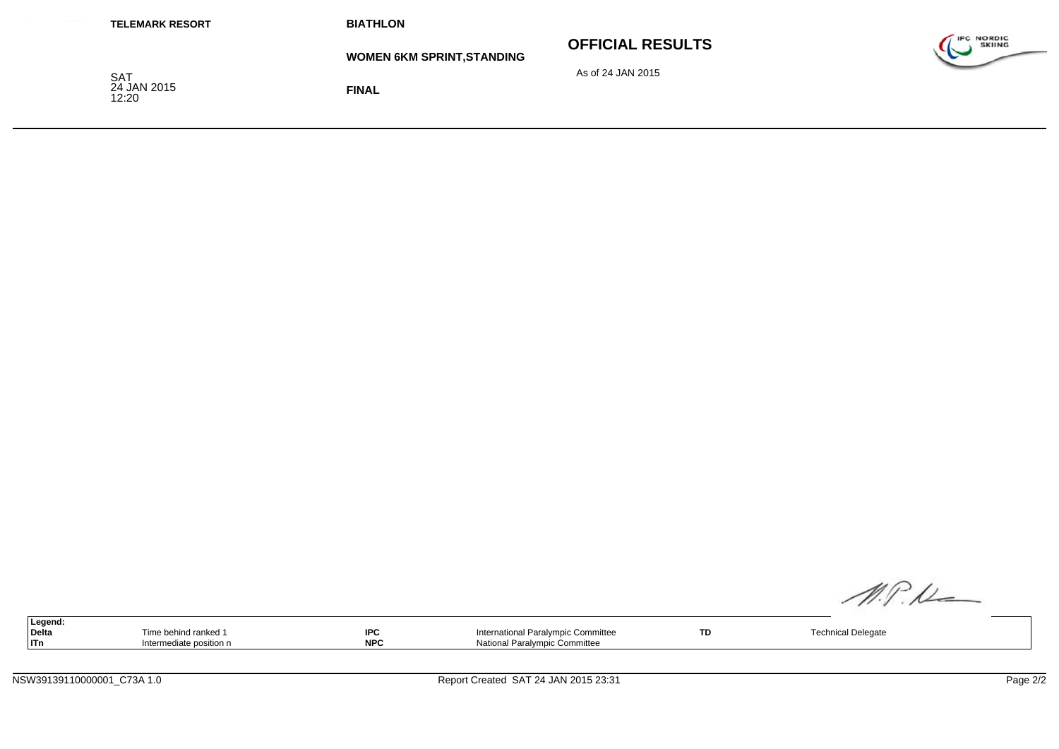**TELEMARK RESORT**

**BIATHLON**

**WOMEN 6KM SPRINT,STANDING**

# OFFICIAL RESULTS

As of 24 JAN 2015

SAT
24 JAN 2015
12:20

**FINAL**

| **Legend:** | | | | | |
|---|---|---|---|---|---|
| **Delta** | Time behind ranked 1 | **IPC** | International Paralympic Committee | **TD** | Technical Delegate |
| **ITn** | Intermediate position n | **NPC** | National Paralympic Committee | | |

NSW39139110000001_C73A 1.0

Report Created SAT 24 JAN 2015 23:31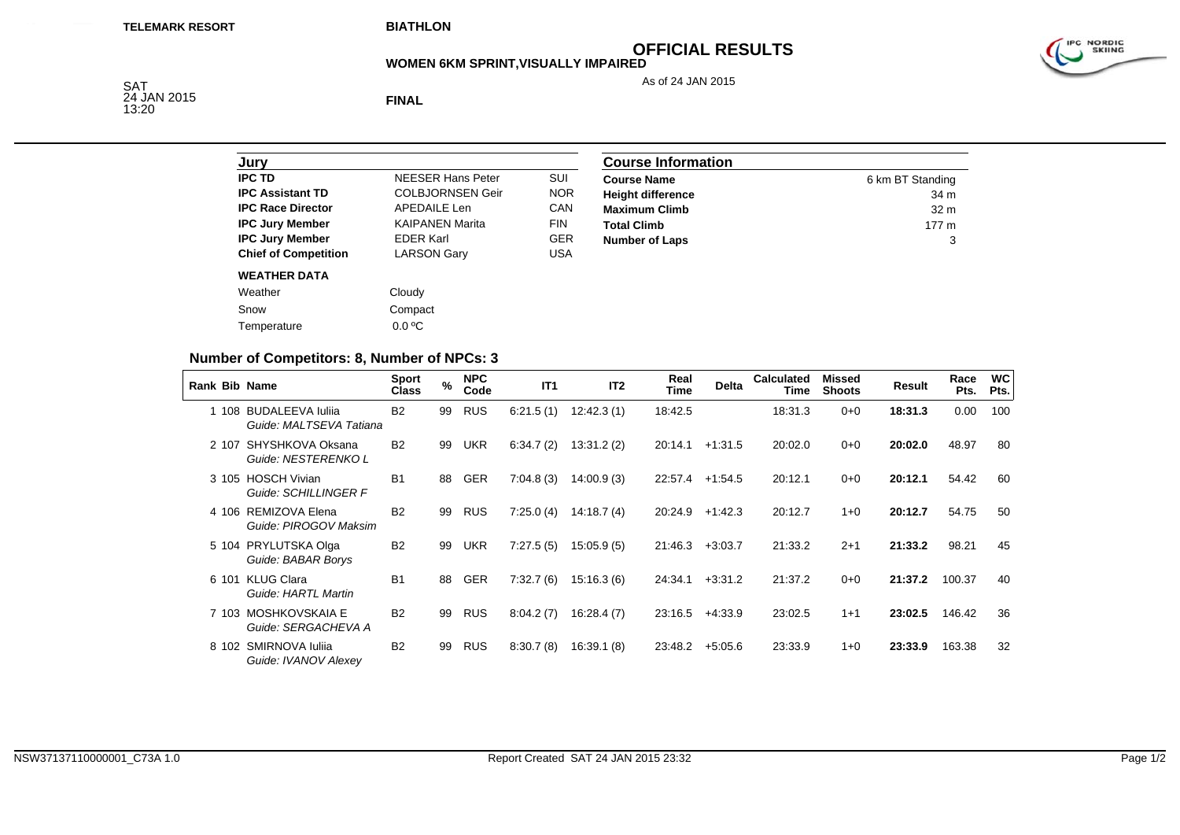TELEMARK RESORT

BIATHLON

# OFFICIAL RESULTS

## WOMEN 6KM SPRINT,VISUALLY IMPAIRED

As of 24 JAN 2015

SAT
24 JAN 2015
13:20

**FINAL**

| Jury | | |
|---|---|---|
| **IPC TD** | NEESER Hans Peter | SUI |
| **IPC Assistant TD** | COLBJORNSEN Geir | NOR |
| **IPC Race Director** | APEDAILE Len | CAN |
| **IPC Jury Member** | KAIPANEN Marita | FIN |
| **IPC Jury Member** | EDER Karl | GER |
| **Chief of Competition** | LARSON Gary | USA |

**WEATHER DATA**

| | |
|---|---|
| Weather | Cloudy |
| Snow | Compact |
| Temperature | 0.0 ºC |

| Course Information | |
|---|---|
| **Course Name** | 6 km BT Standing |
| **Height difference** | 34 m |
| **Maximum Climb** | 32 m |
| **Total Climb** | 177 m |
| **Number of Laps** | 3 |

### Number of Competitors: 8, Number of NPCs: 3

| Rank | Bib | Name | Sport Class | % | NPC Code | IT1 | IT2 | Real Time | Delta | Calculated Time | Missed Shoots | Result | Race Pts. | WC Pts. |
|---|---|---|---|---|---|---|---|---|---|---|---|---|---|---|
| 1 | 108 | BUDALEEVA Iuliia<br>*Guide: MALTSEVA Tatiana* | B2 | 99 | RUS | 6:21.5 (1) | 12:42.3 (1) | 18:42.5 | | 18:31.3 | 0+0 | **18:31.3** | 0.00 | 100 |
| 2 | 107 | SHYSHKOVA Oksana<br>*Guide: NESTERENKO L* | B2 | 99 | UKR | 6:34.7 (2) | 13:31.2 (2) | 20:14.1 | +1:31.5 | 20:02.0 | 0+0 | **20:02.0** | 48.97 | 80 |
| 3 | 105 | HOSCH Vivian<br>*Guide: SCHILLINGER F* | B1 | 88 | GER | 7:04.8 (3) | 14:00.9 (3) | 22:57.4 | +1:54.5 | 20:12.1 | 0+0 | **20:12.1** | 54.42 | 60 |
| 4 | 106 | REMIZOVA Elena<br>*Guide: PIROGOV Maksim* | B2 | 99 | RUS | 7:25.0 (4) | 14:18.7 (4) | 20:24.9 | +1:42.3 | 20:12.7 | 1+0 | **20:12.7** | 54.75 | 50 |
| 5 | 104 | PRYLUTSKA Olga<br>*Guide: BABAR Borys* | B2 | 99 | UKR | 7:27.5 (5) | 15:05.9 (5) | 21:46.3 | +3:03.7 | 21:33.2 | 2+1 | **21:33.2** | 98.21 | 45 |
| 6 | 101 | KLUG Clara<br>*Guide: HARTL Martin* | B1 | 88 | GER | 7:32.7 (6) | 15:16.3 (6) | 24:34.1 | +3:31.2 | 21:37.2 | 0+0 | **21:37.2** | 100.37 | 40 |
| 7 | 103 | MOSHKOVSKAIA E<br>*Guide: SERGACHEVA A* | B2 | 99 | RUS | 8:04.2 (7) | 16:28.4 (7) | 23:16.5 | +4:33.9 | 23:02.5 | 1+1 | **23:02.5** | 146.42 | 36 |
| 8 | 102 | SMIRNOVA Iuliia<br>*Guide: IVANOV Alexey* | B2 | 99 | RUS | 8:30.7 (8) | 16:39.1 (8) | 23:48.2 | +5:05.6 | 23:33.9 | 1+0 | **23:33.9** | 163.38 | 32 |

NSW37137110000001_C73A 1.0

Report Created SAT 24 JAN 2015 23:32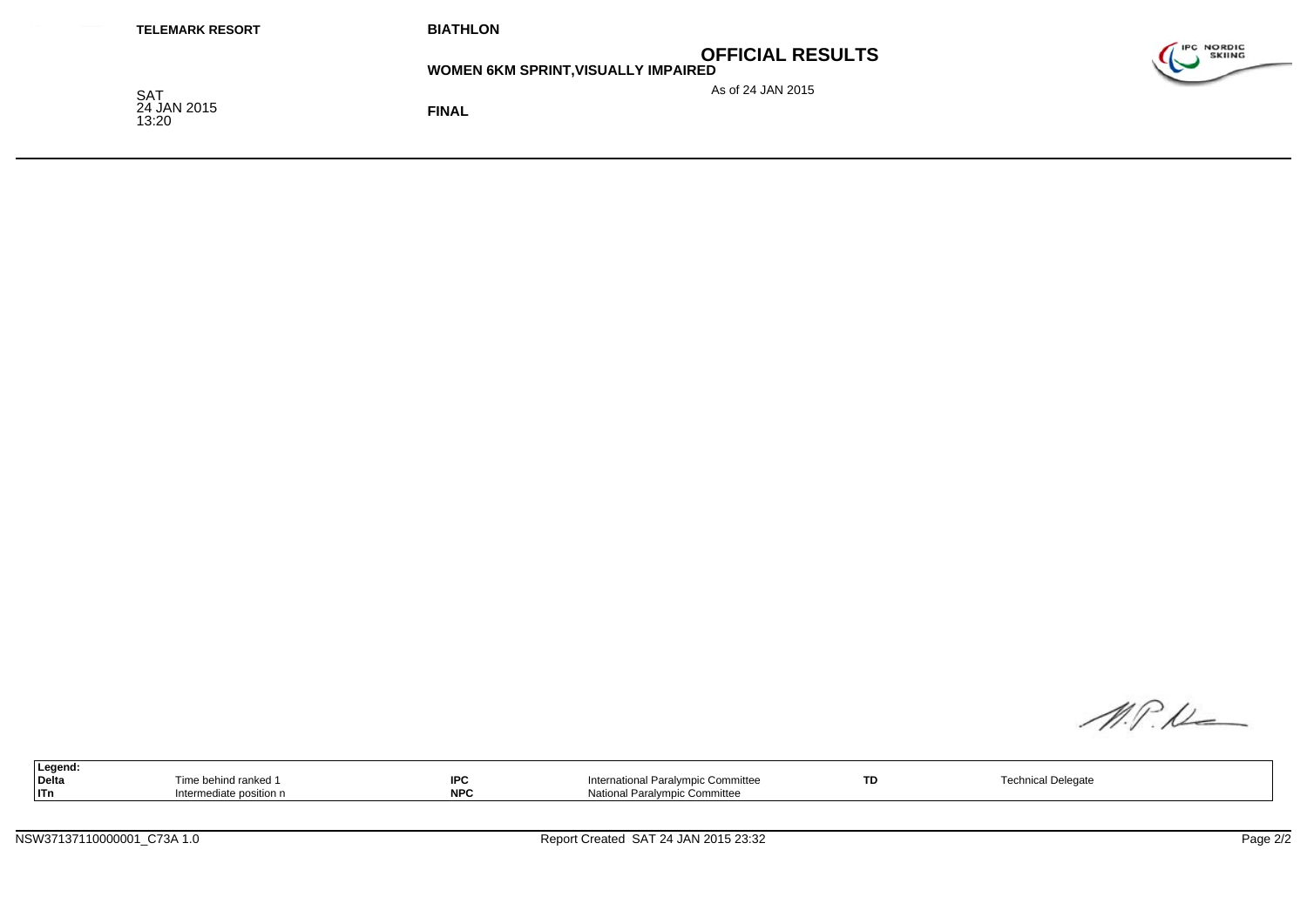**TELEMARK RESORT**

**BIATHLON**

# OFFICIAL RESULTS

**WOMEN 6KM SPRINT,VISUALLY IMPAIRED**

As of 24 JAN 2015

SAT
24 JAN 2015
13:20

**FINAL**

| | | | | | |
|---|---|---|---|---|---|
| **Legend:** | | | | | |
| **Delta** | Time behind ranked 1 | **IPC** | International Paralympic Committee | **TD** | Technical Delegate |
| **ITn** | Intermediate position n | **NPC** | National Paralympic Committee | | |

NSW37137110000001_C73A 1.0

Report Created SAT 24 JAN 2015 23:32